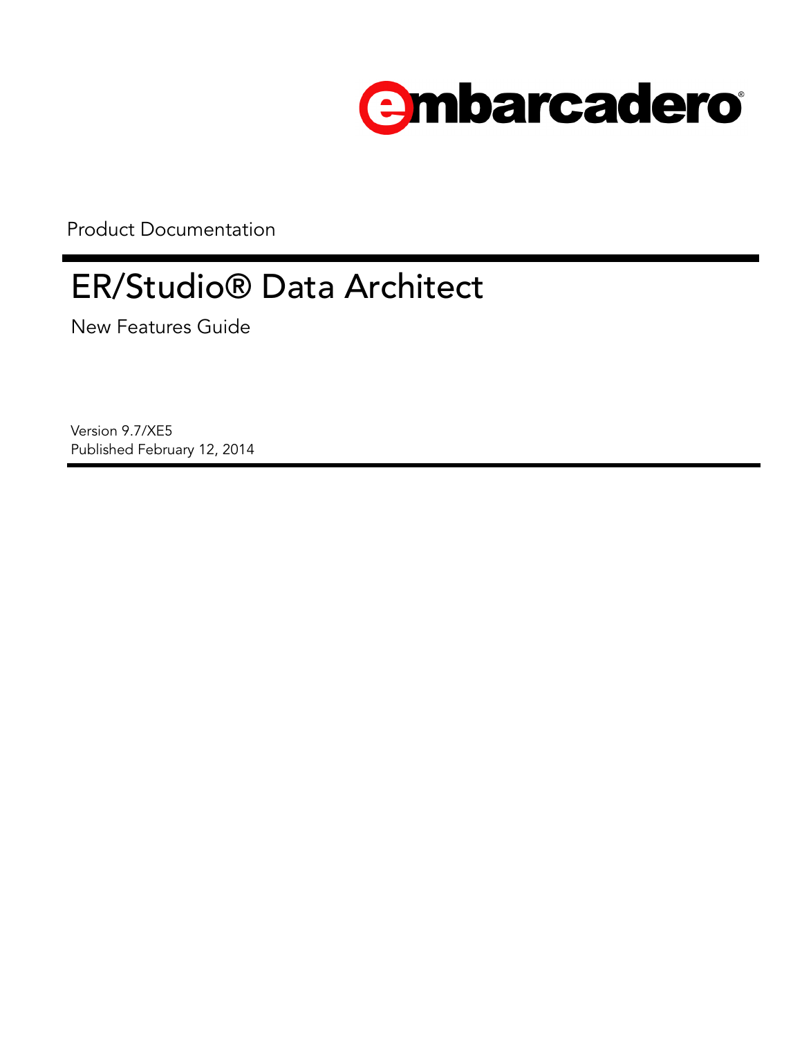embarcadero®

Product Documentation

# ER/Studio® Data Architect

## New Features Guide

Version 9.7/XE5
Published February 12, 2014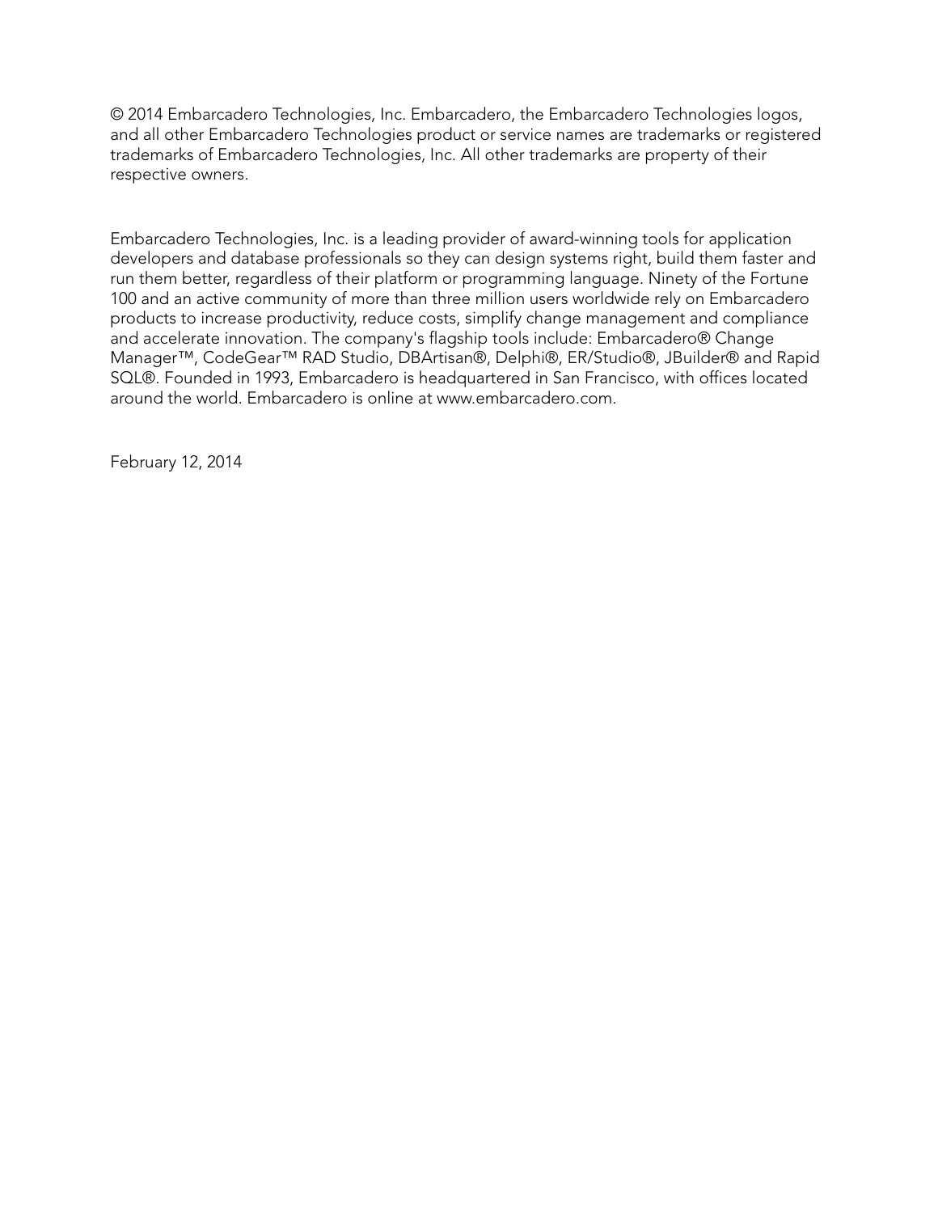© 2014 Embarcadero Technologies, Inc. Embarcadero, the Embarcadero Technologies logos, and all other Embarcadero Technologies product or service names are trademarks or registered trademarks of Embarcadero Technologies, Inc. All other trademarks are property of their respective owners.

Embarcadero Technologies, Inc. is a leading provider of award-winning tools for application developers and database professionals so they can design systems right, build them faster and run them better, regardless of their platform or programming language. Ninety of the Fortune 100 and an active community of more than three million users worldwide rely on Embarcadero products to increase productivity, reduce costs, simplify change management and compliance and accelerate innovation. The company's flagship tools include: Embarcadero® Change Manager™, CodeGear™ RAD Studio, DBArtisan®, Delphi®, ER/Studio®, JBuilder® and Rapid SQL®. Founded in 1993, Embarcadero is headquartered in San Francisco, with offices located around the world. Embarcadero is online at www.embarcadero.com.

February 12, 2014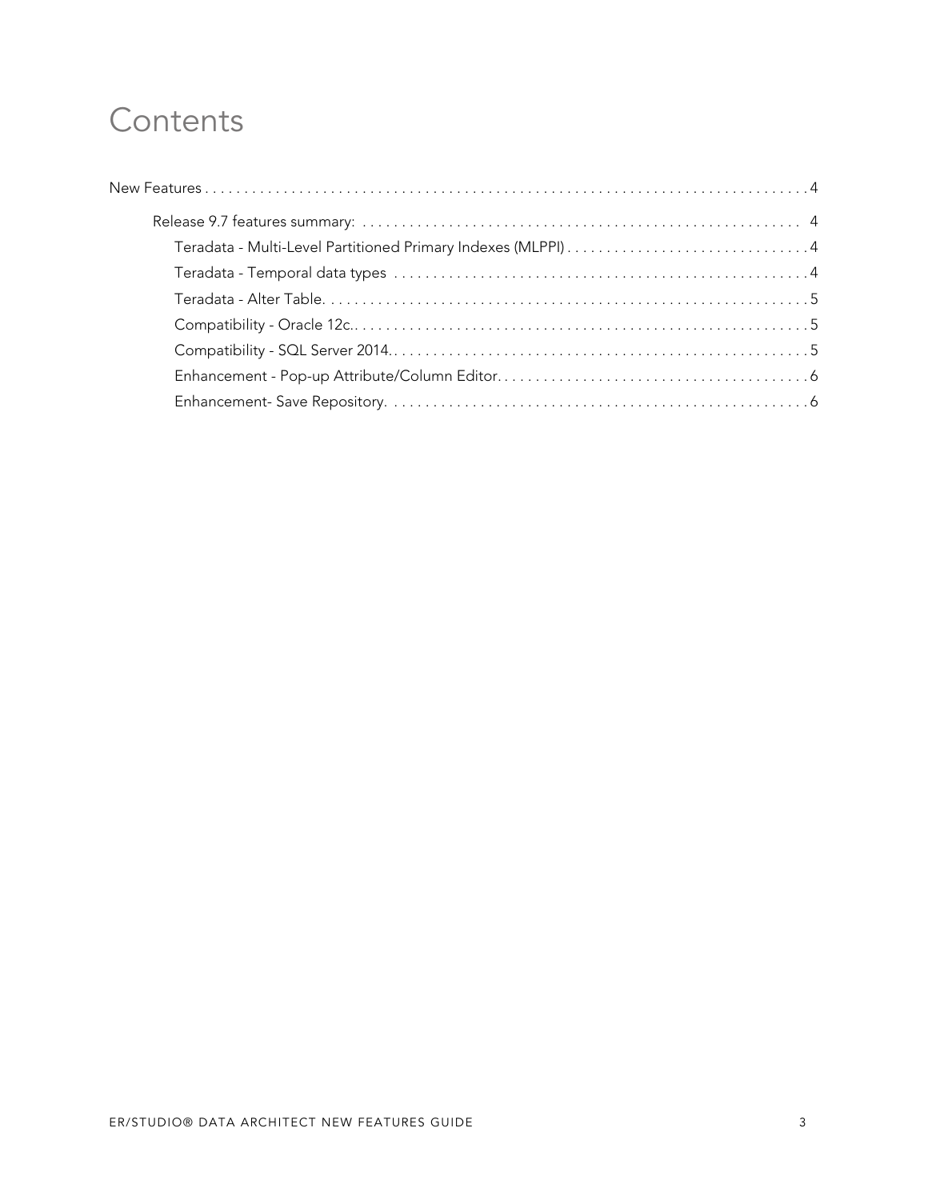# Contents

New Features . . . . . . . . . . . . . . . . . . . . . . . . . . . . . . . . . . . . . . . . . . . . . . . . . . . . . . . . . . . . . . . . . . . . . . . . . . 4

- Release 9.7 features summary: . . . . . . . . . . . . . . . . . . . . . . . . . . . . . . . . . . . . . . . . . . . . . . . . . . . . . . 4
  - Teradata - Multi-Level Partitioned Primary Indexes (MLPPI) . . . . . . . . . . . . . . . . . . . . . . . . . . . . . . . 4
  - Teradata - Temporal data types . . . . . . . . . . . . . . . . . . . . . . . . . . . . . . . . . . . . . . . . . . . . . . . . . . . . 4
  - Teradata - Alter Table. . . . . . . . . . . . . . . . . . . . . . . . . . . . . . . . . . . . . . . . . . . . . . . . . . . . . . . . . . . . 5
  - Compatibility - Oracle 12c.. . . . . . . . . . . . . . . . . . . . . . . . . . . . . . . . . . . . . . . . . . . . . . . . . . . . . . . 5
  - Compatibility - SQL Server 2014.. . . . . . . . . . . . . . . . . . . . . . . . . . . . . . . . . . . . . . . . . . . . . . . . . . . 5
  - Enhancement - Pop-up Attribute/Column Editor. . . . . . . . . . . . . . . . . . . . . . . . . . . . . . . . . . . . . . . 6
  - Enhancement- Save Repository. . . . . . . . . . . . . . . . . . . . . . . . . . . . . . . . . . . . . . . . . . . . . . . . . . . . . 6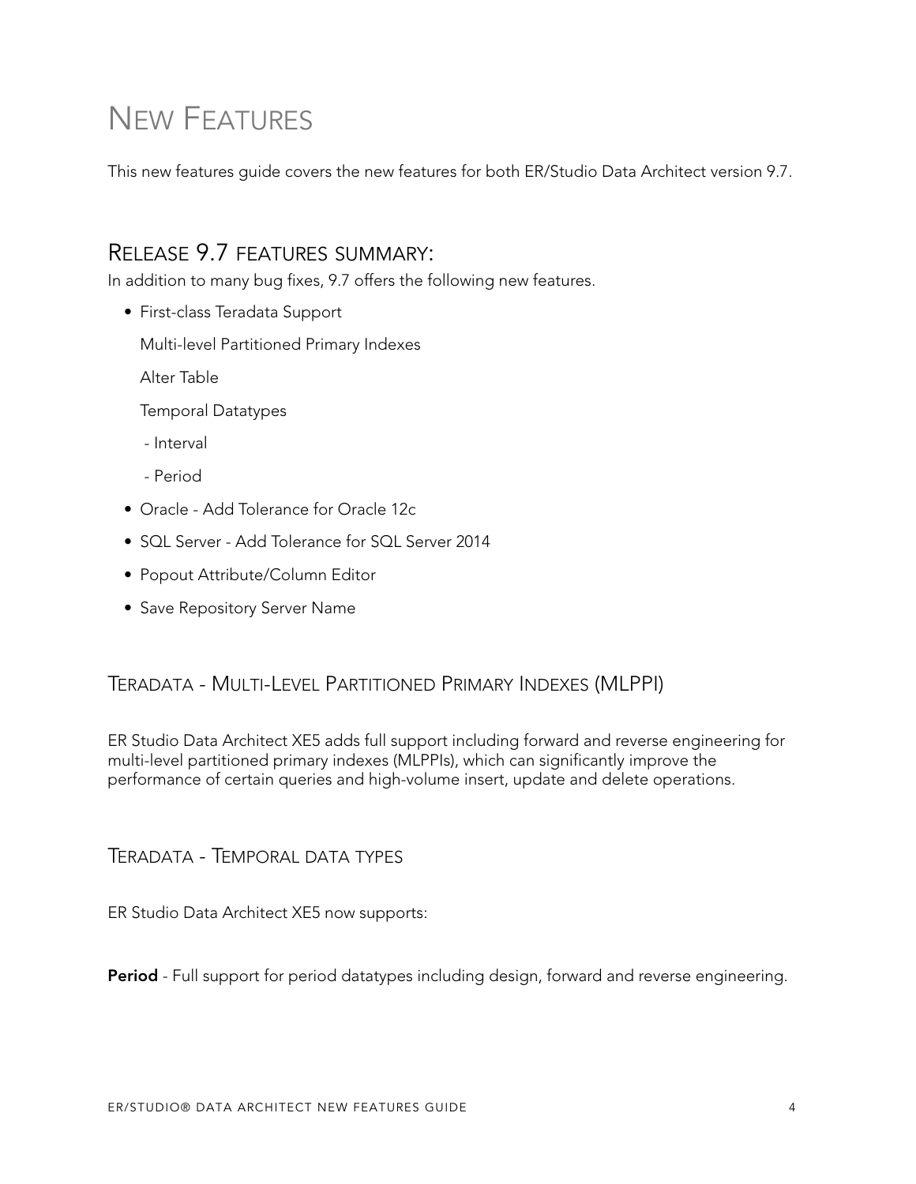# New Features

This new features guide covers the new features for both ER/Studio Data Architect version 9.7.

## Release 9.7 features summary:

In addition to many bug fixes, 9.7 offers the following new features.

- First-class Teradata Support

  Multi-level Partitioned Primary Indexes

  Alter Table

  Temporal Datatypes

  - Interval

  - Period

- Oracle - Add Tolerance for Oracle 12c
- SQL Server - Add Tolerance for SQL Server 2014
- Popout Attribute/Column Editor
- Save Repository Server Name

### Teradata - Multi-Level Partitioned Primary Indexes (MLPPI)

ER Studio Data Architect XE5 adds full support including forward and reverse engineering for multi-level partitioned primary indexes (MLPPIs), which can significantly improve the performance of certain queries and high-volume insert, update and delete operations.

### Teradata - Temporal data types

ER Studio Data Architect XE5 now supports:

**Period** - Full support for period datatypes including design, forward and reverse engineering.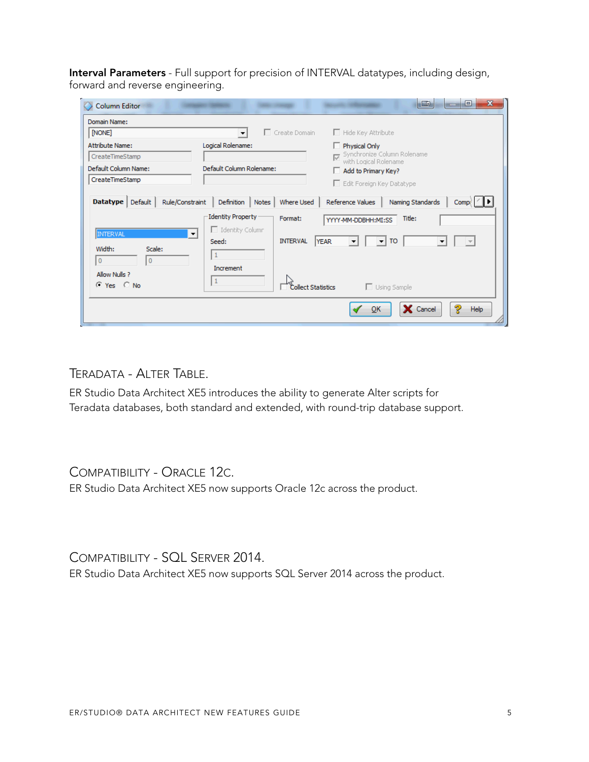**Interval Parameters** - Full support for precision of INTERVAL datatypes, including design, forward and reverse engineering.

## Teradata - Alter Table.

ER Studio Data Architect XE5 introduces the ability to generate Alter scripts for Teradata databases, both standard and extended, with round-trip database support.

## Compatibility - Oracle 12c.

ER Studio Data Architect XE5 now supports Oracle 12c across the product.

## Compatibility - SQL Server 2014.

ER Studio Data Architect XE5 now supports SQL Server 2014 across the product.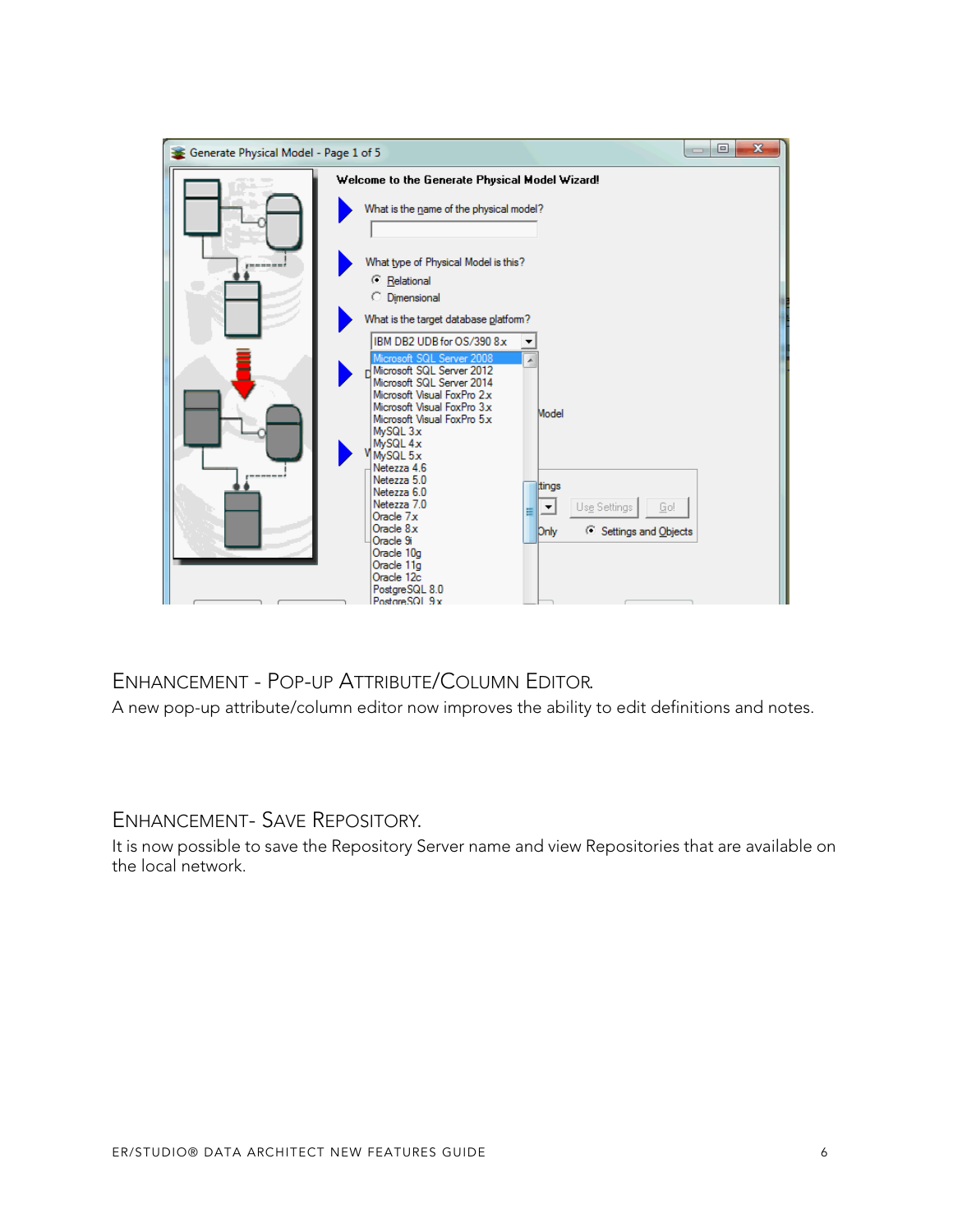## Enhancement - Pop-up Attribute/Column Editor.

A new pop-up attribute/column editor now improves the ability to edit definitions and notes.

## Enhancement- Save Repository.

It is now possible to save the Repository Server name and view Repositories that are available on the local network.